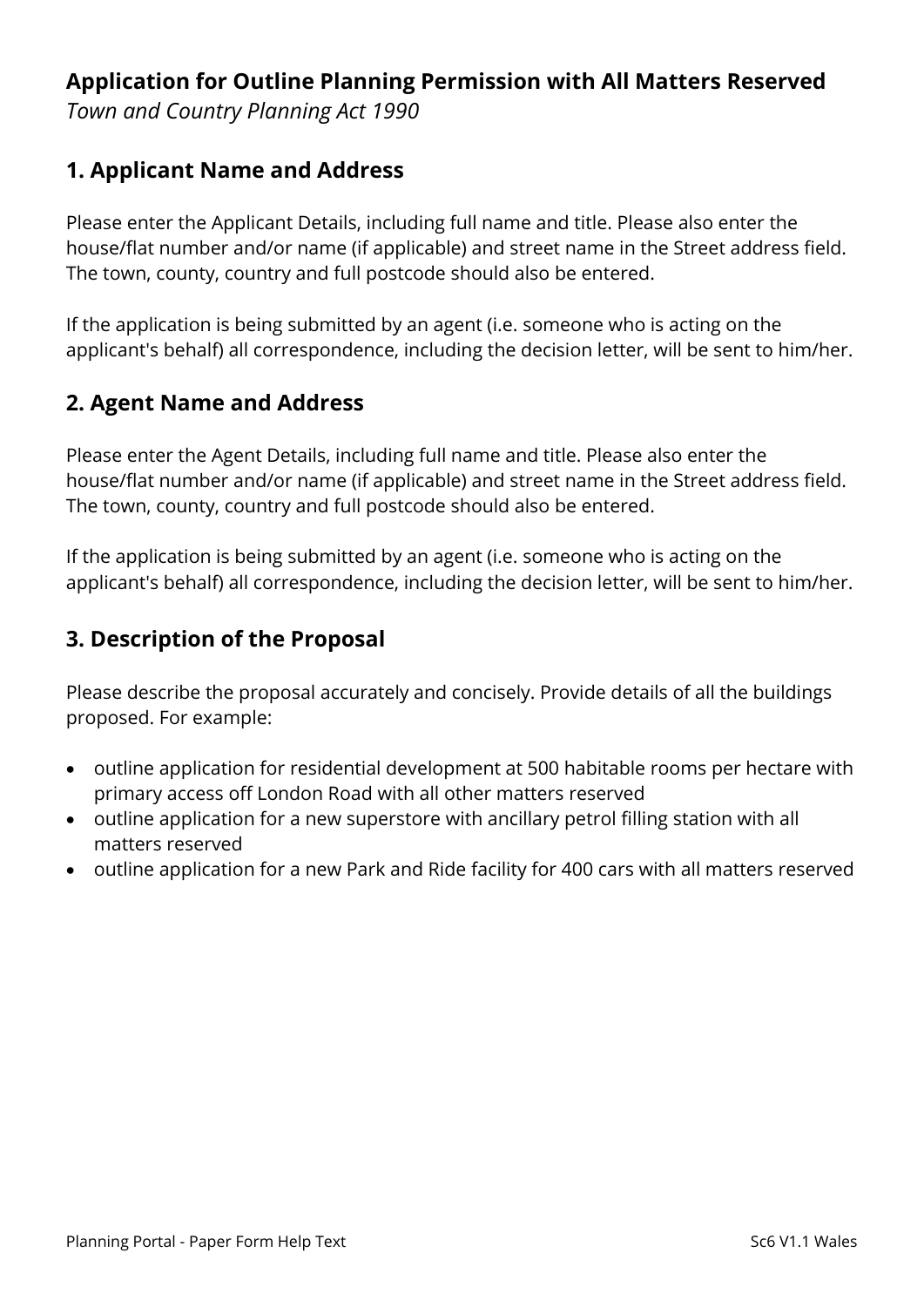# Application for Outline Planning Permission with All Matters Reserved

*Town and Country Planning Act 1990*

## 1. Applicant Name and Address

Please enter the Applicant Details, including full name and title. Please also enter the house/flat number and/or name (if applicable) and street name in the Street address field. The town, county, country and full postcode should also be entered.

If the application is being submitted by an agent (i.e. someone who is acting on the applicant's behalf) all correspondence, including the decision letter, will be sent to him/her.

## 2. Agent Name and Address

Please enter the Agent Details, including full name and title. Please also enter the house/flat number and/or name (if applicable) and street name in the Street address field. The town, county, country and full postcode should also be entered.

If the application is being submitted by an agent (i.e. someone who is acting on the applicant's behalf) all correspondence, including the decision letter, will be sent to him/her.

## 3. Description of the Proposal

Please describe the proposal accurately and concisely. Provide details of all the buildings proposed. For example:

- outline application for residential development at 500 habitable rooms per hectare with primary access off London Road with all other matters reserved
- outline application for a new superstore with ancillary petrol filling station with all matters reserved
- outline application for a new Park and Ride facility for 400 cars with all matters reserved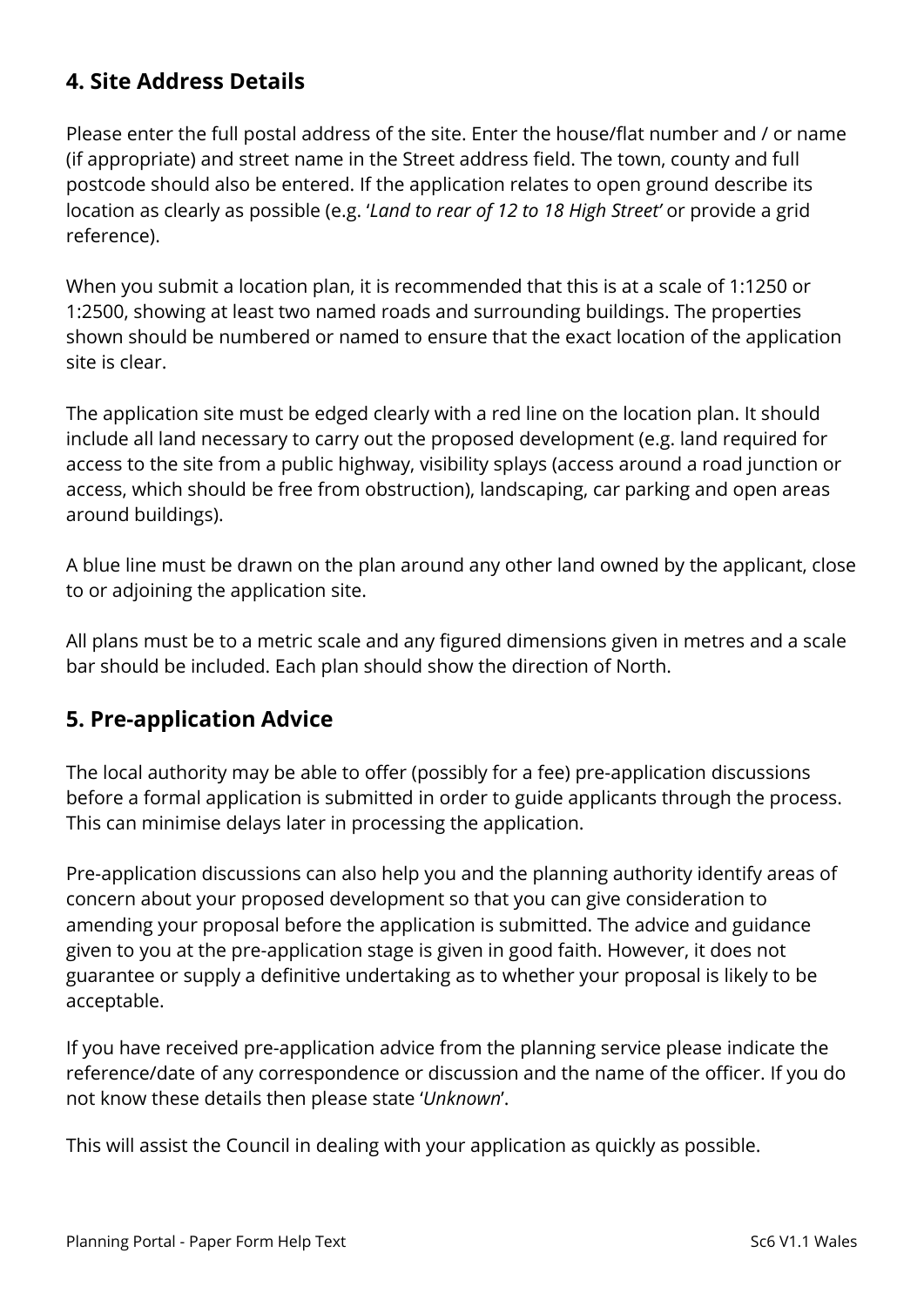## 4. Site Address Details

Please enter the full postal address of the site. Enter the house/flat number and / or name (if appropriate) and street name in the Street address field. The town, county and full postcode should also be entered. If the application relates to open ground describe its location as clearly as possible (e.g. '*Land to rear of 12 to 18 High Street*' or provide a grid reference).

When you submit a location plan, it is recommended that this is at a scale of 1:1250 or 1:2500, showing at least two named roads and surrounding buildings. The properties shown should be numbered or named to ensure that the exact location of the application site is clear.

The application site must be edged clearly with a red line on the location plan. It should include all land necessary to carry out the proposed development (e.g. land required for access to the site from a public highway, visibility splays (access around a road junction or access, which should be free from obstruction), landscaping, car parking and open areas around buildings).

A blue line must be drawn on the plan around any other land owned by the applicant, close to or adjoining the application site.

All plans must be to a metric scale and any figured dimensions given in metres and a scale bar should be included. Each plan should show the direction of North.

## 5. Pre-application Advice

The local authority may be able to offer (possibly for a fee) pre-application discussions before a formal application is submitted in order to guide applicants through the process. This can minimise delays later in processing the application.

Pre-application discussions can also help you and the planning authority identify areas of concern about your proposed development so that you can give consideration to amending your proposal before the application is submitted. The advice and guidance given to you at the pre-application stage is given in good faith. However, it does not guarantee or supply a definitive undertaking as to whether your proposal is likely to be acceptable.

If you have received pre-application advice from the planning service please indicate the reference/date of any correspondence or discussion and the name of the officer. If you do not know these details then please state '*Unknown*'.

This will assist the Council in dealing with your application as quickly as possible.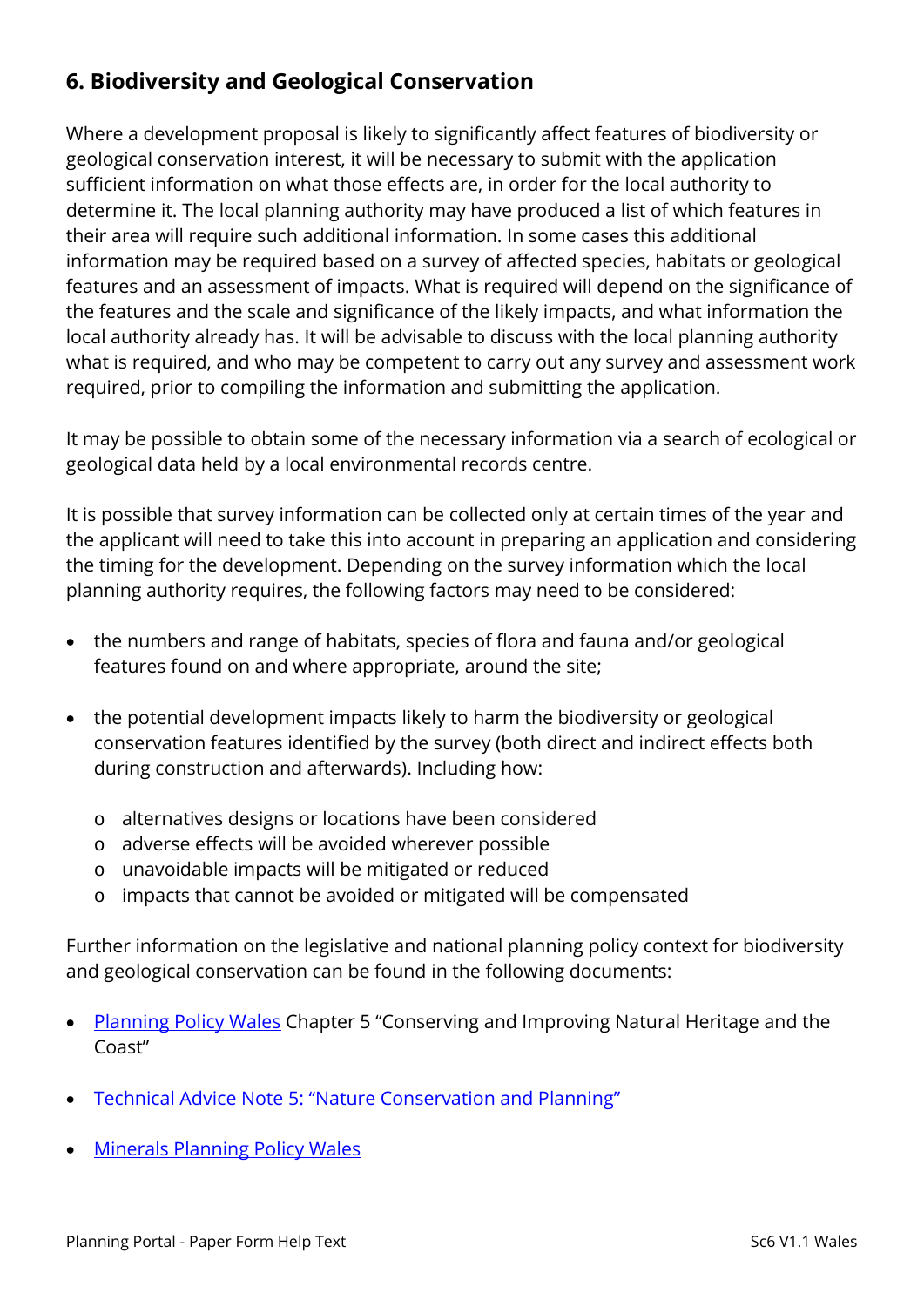## 6. Biodiversity and Geological Conservation

Where a development proposal is likely to significantly affect features of biodiversity or geological conservation interest, it will be necessary to submit with the application sufficient information on what those effects are, in order for the local authority to determine it. The local planning authority may have produced a list of which features in their area will require such additional information. In some cases this additional information may be required based on a survey of affected species, habitats or geological features and an assessment of impacts. What is required will depend on the significance of the features and the scale and significance of the likely impacts, and what information the local authority already has. It will be advisable to discuss with the local planning authority what is required, and who may be competent to carry out any survey and assessment work required, prior to compiling the information and submitting the application.

It may be possible to obtain some of the necessary information via a search of ecological or geological data held by a local environmental records centre.

It is possible that survey information can be collected only at certain times of the year and the applicant will need to take this into account in preparing an application and considering the timing for the development. Depending on the survey information which the local planning authority requires, the following factors may need to be considered:

- the numbers and range of habitats, species of flora and fauna and/or geological features found on and where appropriate, around the site;
- the potential development impacts likely to harm the biodiversity or geological conservation features identified by the survey (both direct and indirect effects both during construction and afterwards). Including how:
  - alternatives designs or locations have been considered
  - adverse effects will be avoided wherever possible
  - unavoidable impacts will be mitigated or reduced
  - impacts that cannot be avoided or mitigated will be compensated

Further information on the legislative and national planning policy context for biodiversity and geological conservation can be found in the following documents:

- Planning Policy Wales Chapter 5 "Conserving and Improving Natural Heritage and the Coast"
- Technical Advice Note 5: "Nature Conservation and Planning"
- Minerals Planning Policy Wales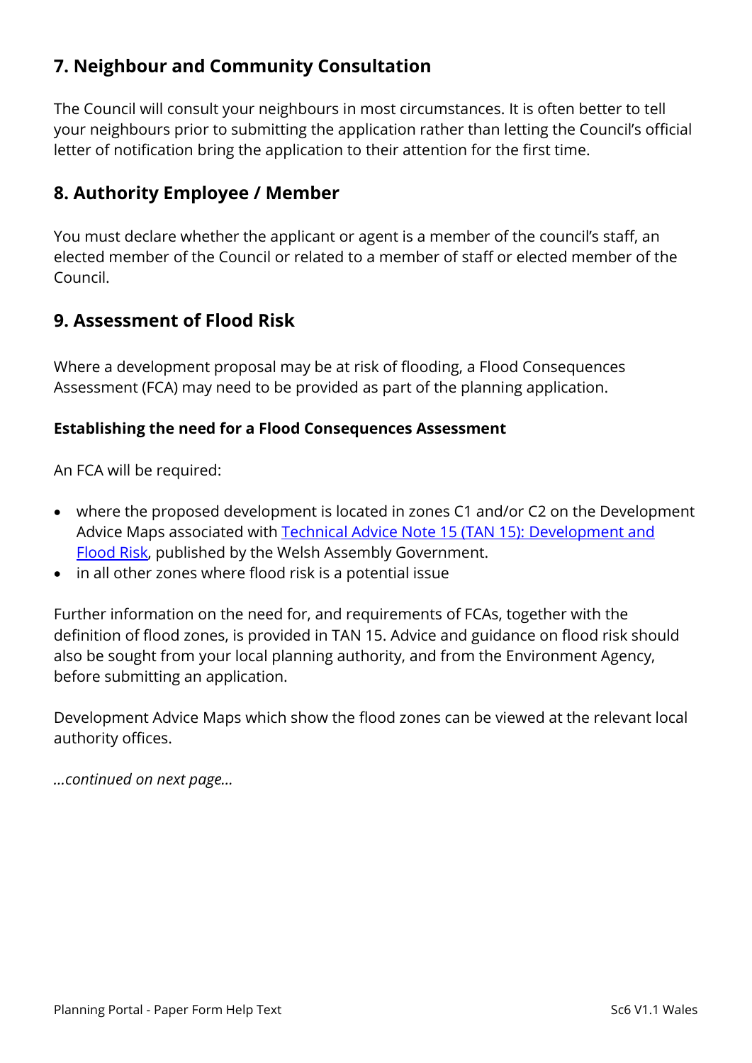## 7. Neighbour and Community Consultation

The Council will consult your neighbours in most circumstances. It is often better to tell your neighbours prior to submitting the application rather than letting the Council's official letter of notification bring the application to their attention for the first time.

## 8. Authority Employee / Member

You must declare whether the applicant or agent is a member of the council's staff, an elected member of the Council or related to a member of staff or elected member of the Council.

## 9. Assessment of Flood Risk

Where a development proposal may be at risk of flooding, a Flood Consequences Assessment (FCA) may need to be provided as part of the planning application.

**Establishing the need for a Flood Consequences Assessment**

An FCA will be required:

- where the proposed development is located in zones C1 and/or C2 on the Development Advice Maps associated with [Technical Advice Note 15 (TAN 15): Development and Flood Risk](), published by the Welsh Assembly Government.
- in all other zones where flood risk is a potential issue

Further information on the need for, and requirements of FCAs, together with the definition of flood zones, is provided in TAN 15. Advice and guidance on flood risk should also be sought from your local planning authority, and from the Environment Agency, before submitting an application.

Development Advice Maps which show the flood zones can be viewed at the relevant local authority offices.

*...continued on next page...*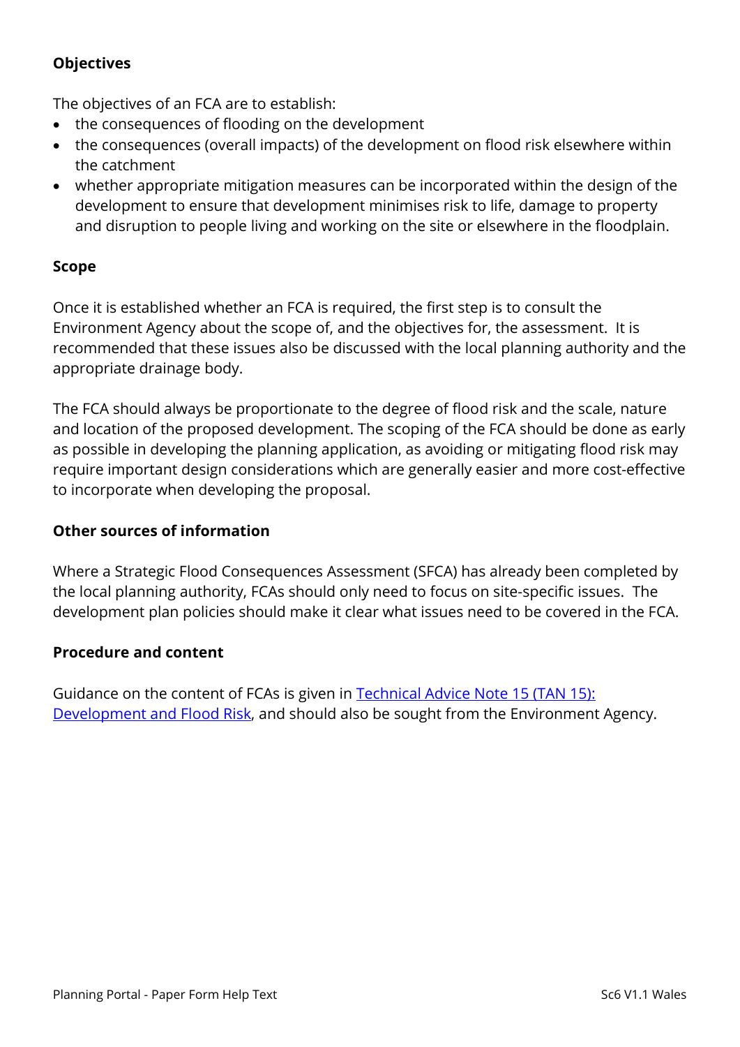**Objectives**

The objectives of an FCA are to establish:

- the consequences of flooding on the development
- the consequences (overall impacts) of the development on flood risk elsewhere within the catchment
- whether appropriate mitigation measures can be incorporated within the design of the development to ensure that development minimises risk to life, damage to property and disruption to people living and working on the site or elsewhere in the floodplain.

**Scope**

Once it is established whether an FCA is required, the first step is to consult the Environment Agency about the scope of, and the objectives for, the assessment. It is recommended that these issues also be discussed with the local planning authority and the appropriate drainage body.

The FCA should always be proportionate to the degree of flood risk and the scale, nature and location of the proposed development. The scoping of the FCA should be done as early as possible in developing the planning application, as avoiding or mitigating flood risk may require important design considerations which are generally easier and more cost-effective to incorporate when developing the proposal.

**Other sources of information**

Where a Strategic Flood Consequences Assessment (SFCA) has already been completed by the local planning authority, FCAs should only need to focus on site-specific issues. The development plan policies should make it clear what issues need to be covered in the FCA.

**Procedure and content**

Guidance on the content of FCAs is given in Technical Advice Note 15 (TAN 15): Development and Flood Risk, and should also be sought from the Environment Agency.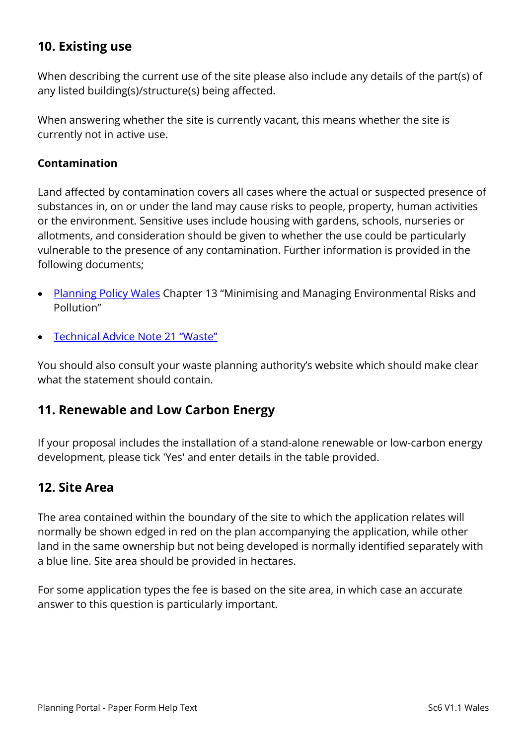## 10. Existing use

When describing the current use of the site please also include any details of the part(s) of any listed building(s)/structure(s) being affected.

When answering whether the site is currently vacant, this means whether the site is currently not in active use.

### Contamination

Land affected by contamination covers all cases where the actual or suspected presence of substances in, on or under the land may cause risks to people, property, human activities or the environment. Sensitive uses include housing with gardens, schools, nurseries or allotments, and consideration should be given to whether the use could be particularly vulnerable to the presence of any contamination. Further information is provided in the following documents;

- Planning Policy Wales Chapter 13 "Minimising and Managing Environmental Risks and Pollution"
- Technical Advice Note 21 "Waste"

You should also consult your waste planning authority's website which should make clear what the statement should contain.

## 11. Renewable and Low Carbon Energy

If your proposal includes the installation of a stand-alone renewable or low-carbon energy development, please tick 'Yes' and enter details in the table provided.

## 12. Site Area

The area contained within the boundary of the site to which the application relates will normally be shown edged in red on the plan accompanying the application, while other land in the same ownership but not being developed is normally identified separately with a blue line. Site area should be provided in hectares.

For some application types the fee is based on the site area, in which case an accurate answer to this question is particularly important.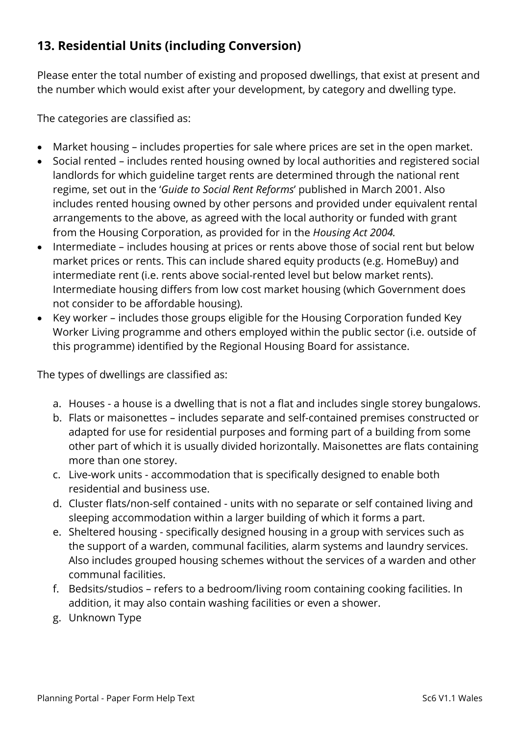## 13. Residential Units (including Conversion)

Please enter the total number of existing and proposed dwellings, that exist at present and the number which would exist after your development, by category and dwelling type.

The categories are classified as:

- Market housing – includes properties for sale where prices are set in the open market.
- Social rented – includes rented housing owned by local authorities and registered social landlords for which guideline target rents are determined through the national rent regime, set out in the '*Guide to Social Rent Reforms*' published in March 2001. Also includes rented housing owned by other persons and provided under equivalent rental arrangements to the above, as agreed with the local authority or funded with grant from the Housing Corporation, as provided for in the *Housing Act 2004.*
- Intermediate – includes housing at prices or rents above those of social rent but below market prices or rents. This can include shared equity products (e.g. HomeBuy) and intermediate rent (i.e. rents above social-rented level but below market rents). Intermediate housing differs from low cost market housing (which Government does not consider to be affordable housing).
- Key worker – includes those groups eligible for the Housing Corporation funded Key Worker Living programme and others employed within the public sector (i.e. outside of this programme) identified by the Regional Housing Board for assistance.

The types of dwellings are classified as:

a. Houses - a house is a dwelling that is not a flat and includes single storey bungalows.
b. Flats or maisonettes – includes separate and self-contained premises constructed or adapted for use for residential purposes and forming part of a building from some other part of which it is usually divided horizontally. Maisonettes are flats containing more than one storey.
c. Live-work units - accommodation that is specifically designed to enable both residential and business use.
d. Cluster flats/non-self contained - units with no separate or self contained living and sleeping accommodation within a larger building of which it forms a part.
e. Sheltered housing - specifically designed housing in a group with services such as the support of a warden, communal facilities, alarm systems and laundry services. Also includes grouped housing schemes without the services of a warden and other communal facilities.
f. Bedsits/studios – refers to a bedroom/living room containing cooking facilities. In addition, it may also contain washing facilities or even a shower.
g. Unknown Type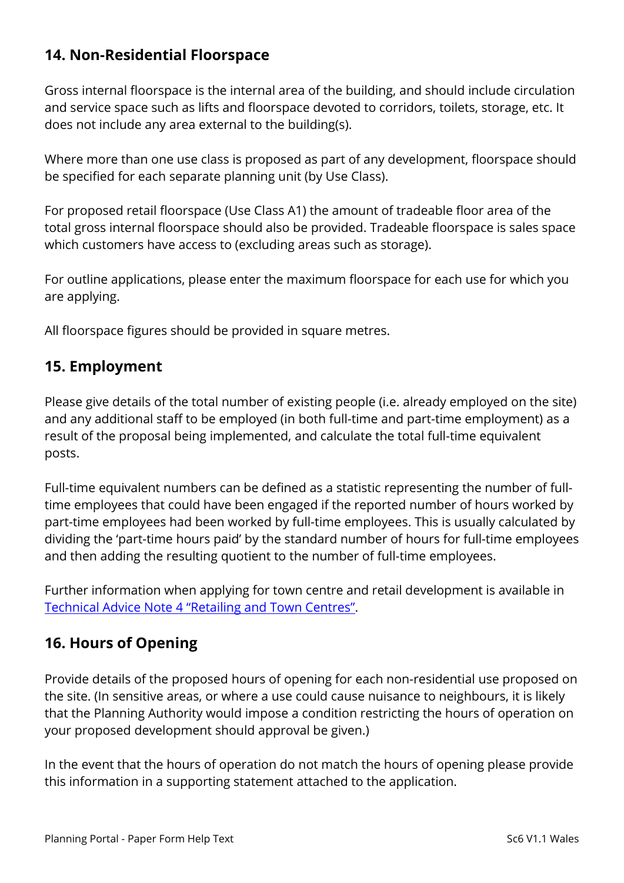## 14. Non-Residential Floorspace

Gross internal floorspace is the internal area of the building, and should include circulation and service space such as lifts and floorspace devoted to corridors, toilets, storage, etc. It does not include any area external to the building(s).

Where more than one use class is proposed as part of any development, floorspace should be specified for each separate planning unit (by Use Class).

For proposed retail floorspace (Use Class A1) the amount of tradeable floor area of the total gross internal floorspace should also be provided. Tradeable floorspace is sales space which customers have access to (excluding areas such as storage).

For outline applications, please enter the maximum floorspace for each use for which you are applying.

All floorspace figures should be provided in square metres.

## 15. Employment

Please give details of the total number of existing people (i.e. already employed on the site) and any additional staff to be employed (in both full-time and part-time employment) as a result of the proposal being implemented, and calculate the total full-time equivalent posts.

Full-time equivalent numbers can be defined as a statistic representing the number of full-time employees that could have been engaged if the reported number of hours worked by part-time employees had been worked by full-time employees. This is usually calculated by dividing the 'part-time hours paid' by the standard number of hours for full-time employees and then adding the resulting quotient to the number of full-time employees.

Further information when applying for town centre and retail development is available in [Technical Advice Note 4 "Retailing and Town Centres"](#).

## 16. Hours of Opening

Provide details of the proposed hours of opening for each non-residential use proposed on the site. (In sensitive areas, or where a use could cause nuisance to neighbours, it is likely that the Planning Authority would impose a condition restricting the hours of operation on your proposed development should approval be given.)

In the event that the hours of operation do not match the hours of opening please provide this information in a supporting statement attached to the application.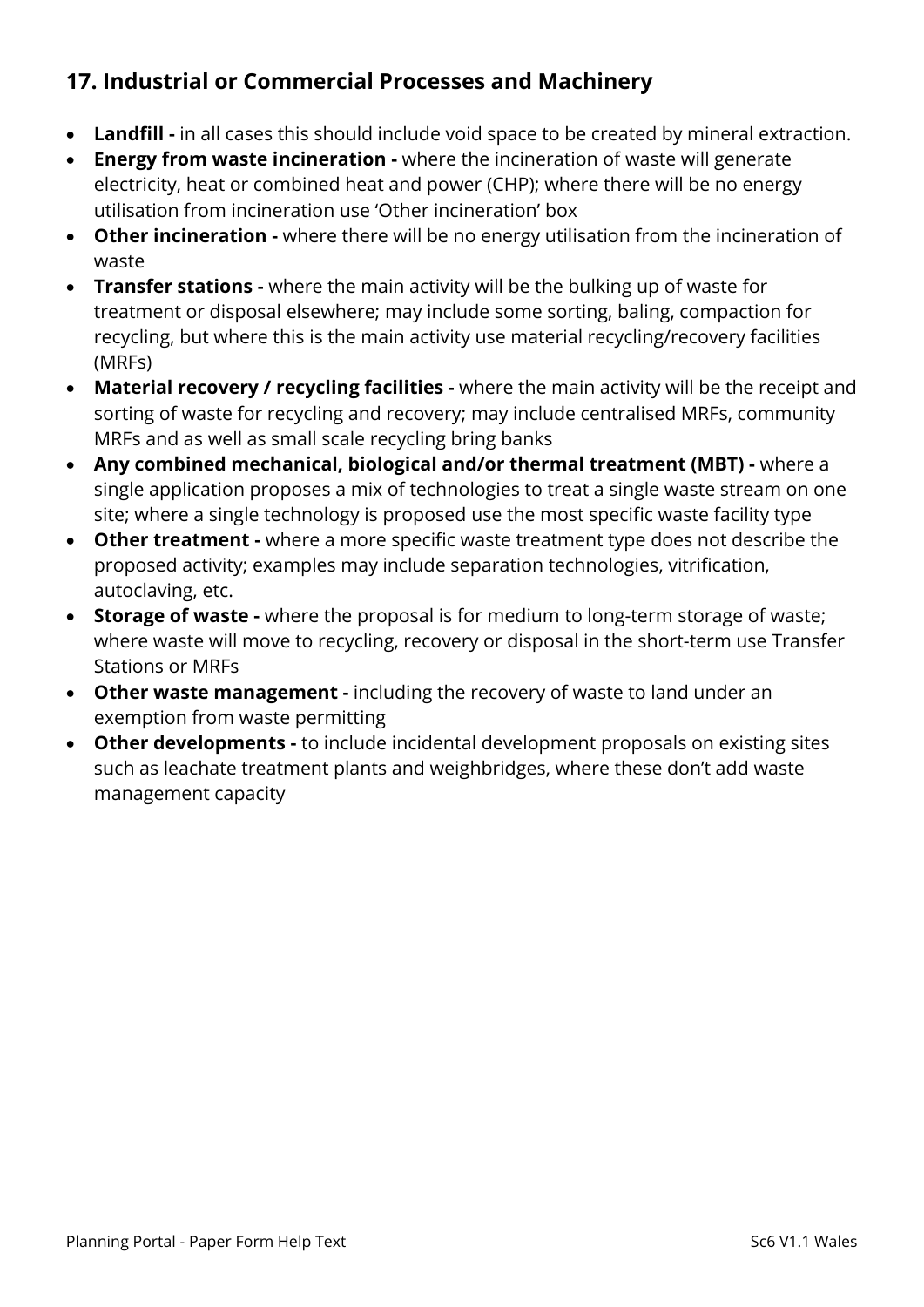## 17. Industrial or Commercial Processes and Machinery

- **Landfill -** in all cases this should include void space to be created by mineral extraction.
- **Energy from waste incineration -** where the incineration of waste will generate electricity, heat or combined heat and power (CHP); where there will be no energy utilisation from incineration use 'Other incineration' box
- **Other incineration -** where there will be no energy utilisation from the incineration of waste
- **Transfer stations -** where the main activity will be the bulking up of waste for treatment or disposal elsewhere; may include some sorting, baling, compaction for recycling, but where this is the main activity use material recycling/recovery facilities (MRFs)
- **Material recovery / recycling facilities -** where the main activity will be the receipt and sorting of waste for recycling and recovery; may include centralised MRFs, community MRFs and as well as small scale recycling bring banks
- **Any combined mechanical, biological and/or thermal treatment (MBT) -** where a single application proposes a mix of technologies to treat a single waste stream on one site; where a single technology is proposed use the most specific waste facility type
- **Other treatment -** where a more specific waste treatment type does not describe the proposed activity; examples may include separation technologies, vitrification, autoclaving, etc.
- **Storage of waste -** where the proposal is for medium to long-term storage of waste; where waste will move to recycling, recovery or disposal in the short-term use Transfer Stations or MRFs
- **Other waste management -** including the recovery of waste to land under an exemption from waste permitting
- **Other developments -** to include incidental development proposals on existing sites such as leachate treatment plants and weighbridges, where these don't add waste management capacity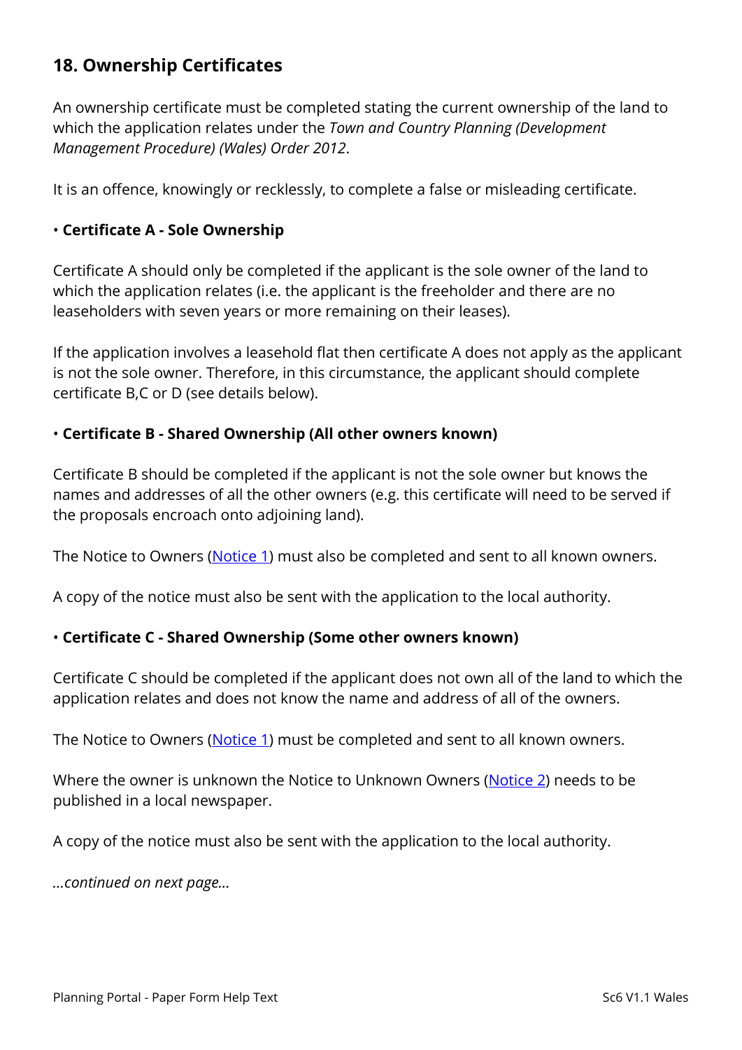## 18. Ownership Certificates

An ownership certificate must be completed stating the current ownership of the land to which the application relates under the *Town and Country Planning (Development Management Procedure) (Wales) Order 2012*.

It is an offence, knowingly or recklessly, to complete a false or misleading certificate.

• **Certificate A - Sole Ownership**

Certificate A should only be completed if the applicant is the sole owner of the land to which the application relates (i.e. the applicant is the freeholder and there are no leaseholders with seven years or more remaining on their leases).

If the application involves a leasehold flat then certificate A does not apply as the applicant is not the sole owner. Therefore, in this circumstance, the applicant should complete certificate B,C or D (see details below).

• **Certificate B - Shared Ownership (All other owners known)**

Certificate B should be completed if the applicant is not the sole owner but knows the names and addresses of all the other owners (e.g. this certificate will need to be served if the proposals encroach onto adjoining land).

The Notice to Owners (Notice 1) must also be completed and sent to all known owners.

A copy of the notice must also be sent with the application to the local authority.

• **Certificate C - Shared Ownership (Some other owners known)**

Certificate C should be completed if the applicant does not own all of the land to which the application relates and does not know the name and address of all of the owners.

The Notice to Owners (Notice 1) must be completed and sent to all known owners.

Where the owner is unknown the Notice to Unknown Owners (Notice 2) needs to be published in a local newspaper.

A copy of the notice must also be sent with the application to the local authority.

*...continued on next page...*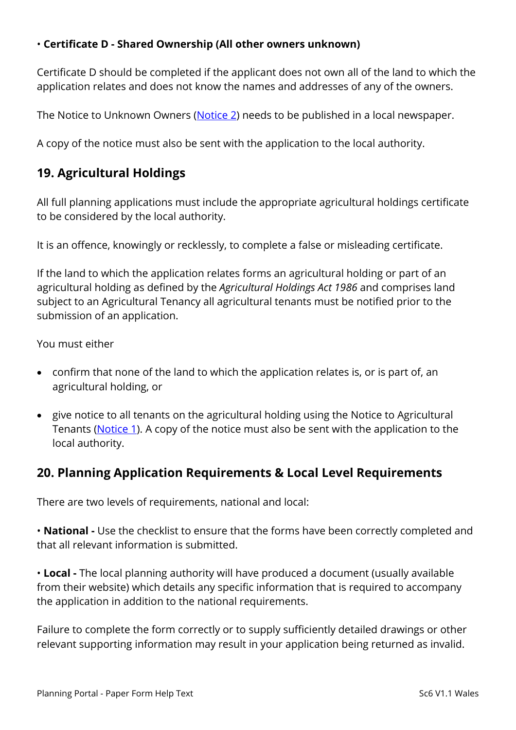• **Certificate D - Shared Ownership (All other owners unknown)**

Certificate D should be completed if the applicant does not own all of the land to which the application relates and does not know the names and addresses of any of the owners.

The Notice to Unknown Owners (Notice 2) needs to be published in a local newspaper.

A copy of the notice must also be sent with the application to the local authority.

## 19. Agricultural Holdings

All full planning applications must include the appropriate agricultural holdings certificate to be considered by the local authority.

It is an offence, knowingly or recklessly, to complete a false or misleading certificate.

If the land to which the application relates forms an agricultural holding or part of an agricultural holding as defined by the *Agricultural Holdings Act 1986* and comprises land subject to an Agricultural Tenancy all agricultural tenants must be notified prior to the submission of an application.

You must either

- confirm that none of the land to which the application relates is, or is part of, an agricultural holding, or
- give notice to all tenants on the agricultural holding using the Notice to Agricultural Tenants (Notice 1). A copy of the notice must also be sent with the application to the local authority.

## 20. Planning Application Requirements & Local Level Requirements

There are two levels of requirements, national and local:

• **National -** Use the checklist to ensure that the forms have been correctly completed and that all relevant information is submitted.

• **Local -** The local planning authority will have produced a document (usually available from their website) which details any specific information that is required to accompany the application in addition to the national requirements.

Failure to complete the form correctly or to supply sufficiently detailed drawings or other relevant supporting information may result in your application being returned as invalid.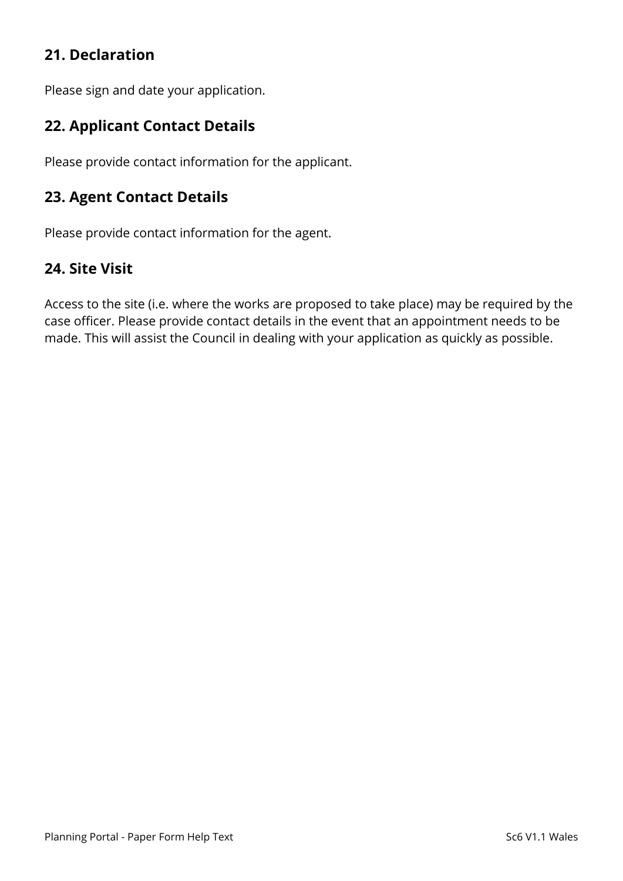## 21. Declaration

Please sign and date your application.

## 22. Applicant Contact Details

Please provide contact information for the applicant.

## 23. Agent Contact Details

Please provide contact information for the agent.

## 24. Site Visit

Access to the site (i.e. where the works are proposed to take place) may be required by the case officer. Please provide contact details in the event that an appointment needs to be made. This will assist the Council in dealing with your application as quickly as possible.